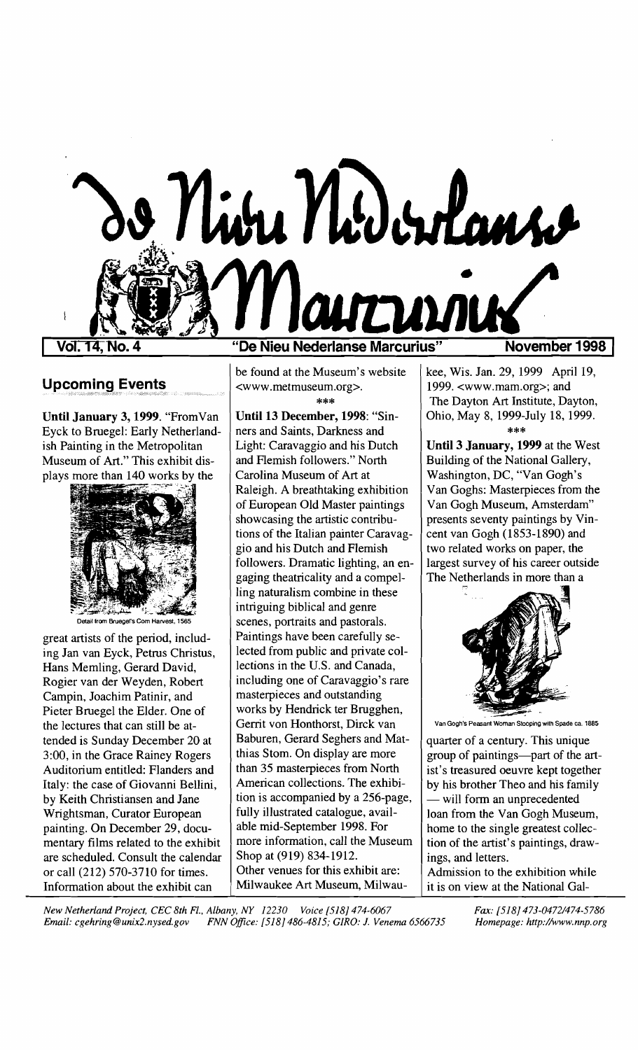# De Nieu Nederlanse Marcurius

**Vol. 14, No. 4** "De Nieu Nederlanse Marcurius" **November 1998**

## Upcoming Events

**Until January 3, 1999.** "From Van Eyck to Bruegel: Early Netherlandish Painting in the Metropolitan Museum of Art." This exhibit displays more than 140 works by the

Detail from Bruegel's Corn Harvest, 1565

great artists of the period, including Jan van Eyck, Petrus Christus, Hans Memling, Gerard David, Rogier van der Weyden, Robert Campin, Joachim Patinir, and Pieter Bruegel the Elder. One of the lectures that can still be attended is Sunday December 20 at 3:00, in the Grace Rainey Rogers Auditorium entitled: Flanders and Italy: the case of Giovanni Bellini, by Keith Christiansen and Jane Wrightsman, Curator European painting. On December 29, documentary films related to the exhibit are scheduled. Consult the calendar or call (212) 570-3710 for times. Information about the exhibit can be found at the Museum's website <www.metmuseum.org>.

***

**Until 13 December, 1998:** "Sinners and Saints, Darkness and Light: Caravaggio and his Dutch and Flemish followers." North Carolina Museum of Art at Raleigh. A breathtaking exhibition of European Old Master paintings showcasing the artistic contributions of the Italian painter Caravaggio and his Dutch and Flemish followers. Dramatic lighting, an engaging theatricality and a compelling naturalism combine in these intriguing biblical and genre scenes, portraits and pastorals. Paintings have been carefully selected from public and private collections in the U.S. and Canada, including one of Caravaggio's rare masterpieces and outstanding works by Hendrick ter Brugghen, Gerrit von Honthorst, Dirck van Baburen, Gerard Seghers and Matthias Stom. On display are more than 35 masterpieces from North American collections. The exhibition is accompanied by a 256-page, fully illustrated catalogue, available mid-September 1998. For more information, call the Museum Shop at (919) 834-1912.
Other venues for this exhibit are: Milwaukee Art Museum, Milwaukee, Wis. Jan. 29, 1999 April 19, 1999. <www.mam.org>; and The Dayton Art Institute, Dayton, Ohio, May 8, 1999-July 18, 1999.

***

**Until 3 January, 1999** at the West Building of the National Gallery, Washington, DC, "Van Gogh's Van Goghs: Masterpieces from the Van Gogh Museum, Amsterdam" presents seventy paintings by Vincent van Gogh (1853-1890) and two related works on paper, the largest survey of his career outside The Netherlands in more than a

Van Gogh's Peasant Woman Stooping with Spade ca. 1885

quarter of a century. This unique group of paintings—part of the artist's treasured oeuvre kept together by his brother Theo and his family — will form an unprecedented loan from the Van Gogh Museum, home to the single greatest collection of the artist's paintings, drawings, and letters.
Admission to the exhibition while it is on view at the National Gal-

*New Netherland Project, CEC 8th Fl., Albany, NY 12230 Voice [518] 474-6067 Fax: [518] 473-0472/474-5786*
*Email: cgehring@unix2.nysed.gov FNN Office: [518] 486-4815; GIRO: J. Venema 6566735 Homepage: http://www.nnp.org*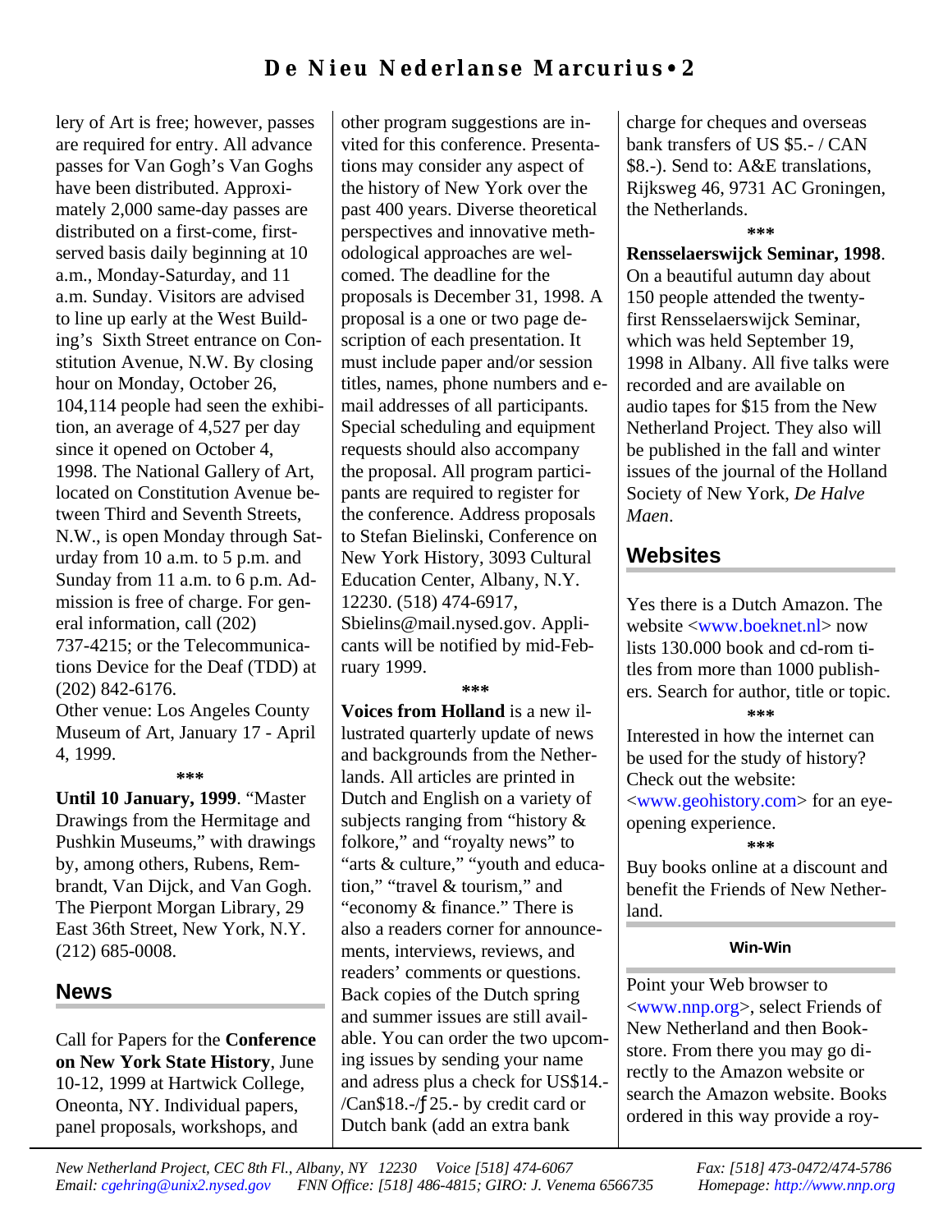lery of Art is free; however, passes are required for entry. All advance passes for Van Gogh's Van Goghs have been distributed. Approximately 2,000 same-day passes are distributed on a first-come, first-served basis daily beginning at 10 a.m., Monday-Saturday, and 11 a.m. Sunday. Visitors are advised to line up early at the West Building's Sixth Street entrance on Constitution Avenue, N.W. By closing hour on Monday, October 26, 104,114 people had seen the exhibition, an average of 4,527 per day since it opened on October 4, 1998. The National Gallery of Art, located on Constitution Avenue between Third and Seventh Streets, N.W., is open Monday through Saturday from 10 a.m. to 5 p.m. and Sunday from 11 a.m. to 6 p.m. Admission is free of charge. For general information, call (202) 737-4215; or the Telecommunications Device for the Deaf (TDD) at (202) 842-6176.
Other venue: Los Angeles County Museum of Art, January 17 - April 4, 1999.

***

**Until 10 January, 1999**. "Master Drawings from the Hermitage and Pushkin Museums," with drawings by, among others, Rubens, Rembrandt, Van Dijck, and Van Gogh. The Pierpont Morgan Library, 29 East 36th Street, New York, N.Y. (212) 685-0008.

## News

Call for Papers for the **Conference on New York State History**, June 10-12, 1999 at Hartwick College, Oneonta, NY. Individual papers, panel proposals, workshops, and other program suggestions are invited for this conference. Presentations may consider any aspect of the history of New York over the past 400 years. Diverse theoretical perspectives and innovative methodological approaches are welcomed. The deadline for the proposals is December 31, 1998. A proposal is a one or two page description of each presentation. It must include paper and/or session titles, names, phone numbers and e-mail addresses of all participants. Special scheduling and equipment requests should also accompany the proposal. All program participants are required to register for the conference. Address proposals to Stefan Bielinski, Conference on New York History, 3093 Cultural Education Center, Albany, N.Y. 12230. (518) 474-6917, Sbielins@mail.nysed.gov. Applicants will be notified by mid-February 1999.

***

**Voices from Holland** is a new illustrated quarterly update of news and backgrounds from the Netherlands. All articles are printed in Dutch and English on a variety of subjects ranging from "history & folkore," and "royalty news" to "arts & culture," "youth and education," "travel & tourism," and "economy & finance." There is also a readers corner for announcements, interviews, reviews, and readers' comments or questions. Back copies of the Dutch spring and summer issues are still available. You can order the two upcoming issues by sending your name and adress plus a check for US$14.-/Can$18.-/ƒ25.- by credit card or Dutch bank (add an extra bank charge for cheques and overseas bank transfers of US $5.- / CAN $8.-). Send to: A&E translations, Rijksweg 46, 9731 AC Groningen, the Netherlands.

***

**Rensselaerswijck Seminar, 1998**. On a beautiful autumn day about 150 people attended the twenty-first Rensselaerswijck Seminar, which was held September 19, 1998 in Albany. All five talks were recorded and are available on audio tapes for $15 from the New Netherland Project. They also will be published in the fall and winter issues of the journal of the Holland Society of New York, *De Halve Maen*.

## Websites

Yes there is a Dutch Amazon. The website <www.boeknet.nl> now lists 130.000 book and cd-rom titles from more than 1000 publishers. Search for author, title or topic.

***

Interested in how the internet can be used for the study of history? Check out the website: <www.geohistory.com> for an eye-opening experience.

***

Buy books online at a discount and benefit the Friends of New Netherland.

### Win-Win

Point your Web browser to <www.nnp.org>, select Friends of New Netherland and then Bookstore. From there you may go directly to the Amazon website or search the Amazon website. Books ordered in this way provide a roy-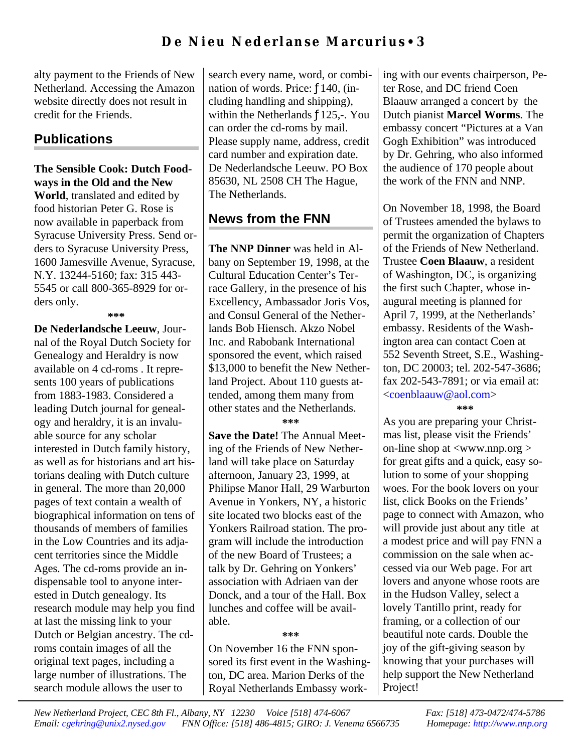alty payment to the Friends of New Netherland. Accessing the Amazon website directly does not result in credit for the Friends.

## Publications

**The Sensible Cook: Dutch Foodways in the Old and the New World**, translated and edited by food historian Peter G. Rose is now available in paperback from Syracuse University Press. Send orders to Syracuse University Press, 1600 Jamesville Avenue, Syracuse, N.Y. 13244-5160; fax: 315 443-5545 or call 800-365-8929 for orders only.

\*\*\*

**De Nederlandsche Leeuw**, Journal of the Royal Dutch Society for Genealogy and Heraldry is now available on 4 cd-roms . It represents 100 years of publications from 1883-1983. Considered a leading Dutch journal for genealogy and heraldry, it is an invaluable source for any scholar interested in Dutch family history, as well as for historians and art historians dealing with Dutch culture in general. The more than 20,000 pages of text contain a wealth of biographical information on tens of thousands of members of families in the Low Countries and its adjacent territories since the Middle Ages. The cd-roms provide an indispensable tool to anyone interested in Dutch genealogy. Its research module may help you find at last the missing link to your Dutch or Belgian ancestry. The cd-roms contain images of all the original text pages, including a large number of illustrations. The search module allows the user to search every name, word, or combination of words. Price: ƒ140, (including handling and shipping), within the Netherlands ƒ125,-. You can order the cd-roms by mail. Please supply name, address, credit card number and expiration date. De Nederlandsche Leeuw. PO Box 85630, NL 2508 CH The Hague, The Netherlands.

## News from the FNN

**The NNP Dinner** was held in Albany on September 19, 1998, at the Cultural Education Center's Terrace Gallery, in the presence of his Excellency, Ambassador Joris Vos, and Consul General of the Netherlands Bob Hiensch. Akzo Nobel Inc. and Rabobank International sponsored the event, which raised $13,000 to benefit the New Netherland Project. About 110 guests attended, among them many from other states and the Netherlands.

\*\*\*

**Save the Date!** The Annual Meeting of the Friends of New Netherland will take place on Saturday afternoon, January 23, 1999, at Philipse Manor Hall, 29 Warburton Avenue in Yonkers, NY, a historic site located two blocks east of the Yonkers Railroad station. The program will include the introduction of the new Board of Trustees; a talk by Dr. Gehring on Yonkers' association with Adriaen van der Donck, and a tour of the Hall. Box lunches and coffee will be available.

\*\*\*

On November 16 the FNN sponsored its first event in the Washington, DC area. Marion Derks of the Royal Netherlands Embassy working with our events chairperson, Peter Rose, and DC friend Coen Blaauw arranged a concert by the Dutch pianist **Marcel Worms**. The embassy concert "Pictures at a Van Gogh Exhibition" was introduced by Dr. Gehring, who also informed the audience of 170 people about the work of the FNN and NNP.

On November 18, 1998, the Board of Trustees amended the bylaws to permit the organization of Chapters of the Friends of New Netherland. Trustee **Coen Blaauw**, a resident of Washington, DC, is organizing the first such Chapter, whose inaugural meeting is planned for April 7, 1999, at the Netherlands' embassy. Residents of the Washington area can contact Coen at 552 Seventh Street, S.E., Washington, DC 20003; tel. 202-547-3686; fax 202-543-7891; or via email at: <coenblaauw@aol.com>

\*\*\*

As you are preparing your Christmas list, please visit the Friends' on-line shop at <www.nnp.org > for great gifts and a quick, easy solution to some of your shopping woes. For the book lovers on your list, click Books on the Friends' page to connect with Amazon, who will provide just about any title at a modest price and will pay FNN a commission on the sale when accessed via our Web page. For art lovers and anyone whose roots are in the Hudson Valley, select a lovely Tantillo print, ready for framing, or a collection of our beautiful note cards. Double the joy of the gift-giving season by knowing that your purchases will help support the New Netherland Project!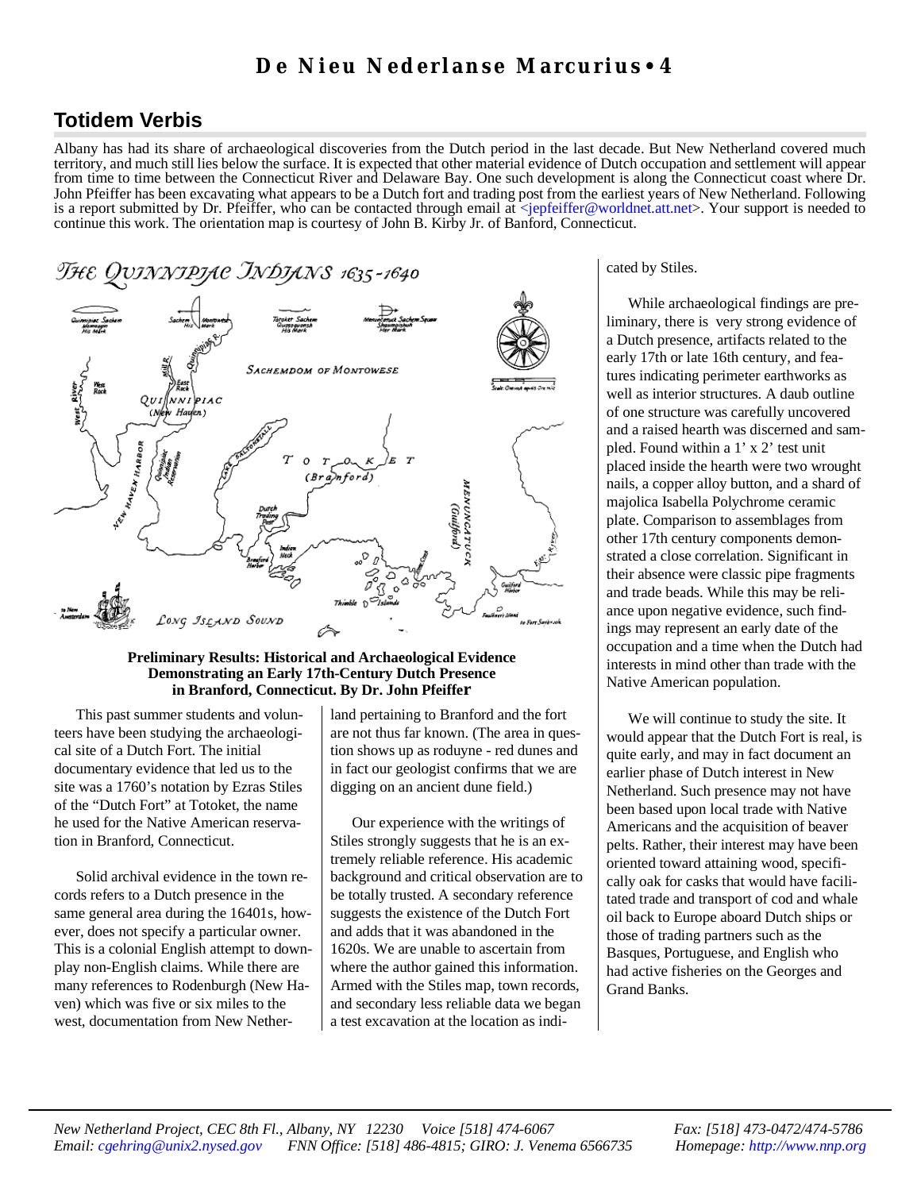## Totidem Verbis

Albany has had its share of archaeological discoveries from the Dutch period in the last decade. But New Netherland covered much territory, and much still lies below the surface. It is expected that other material evidence of Dutch occupation and settlement will appear from time to time between the Connecticut River and Delaware Bay. One such development is along the Connecticut coast where Dr. John Pfeiffer has been excavating what appears to be a Dutch fort and trading post from the earliest years of New Netherland. Following is a report submitted by Dr. Pfeiffer, who can be contacted through email at <jepfeiffer@worldnet.att.net>. Your support is needed to continue this work. The orientation map is courtesy of John B. Kirby Jr. of Banford, Connecticut.

THE QUINNIPIAC INDIANS 1635-1640

**Preliminary Results: Historical and Archaeological Evidence Demonstrating an Early 17th-Century Dutch Presence in Branford, Connecticut. By Dr. John Pfeiffer**

This past summer students and volunteers have been studying the archaeological site of a Dutch Fort. The initial documentary evidence that led us to the site was a 1760's notation by Ezras Stiles of the "Dutch Fort" at Totoket, the name he used for the Native American reservation in Branford, Connecticut.

Solid archival evidence in the town records refers to a Dutch presence in the same general area during the 16401s, however, does not specify a particular owner. This is a colonial English attempt to downplay non-English claims. While there are many references to Rodenburgh (New Haven) which was five or six miles to the west, documentation from New Netherland pertaining to Branford and the fort are not thus far known. (The area in question shows up as roduyne - red dunes and in fact our geologist confirms that we are digging on an ancient dune field.)

Our experience with the writings of Stiles strongly suggests that he is an extremely reliable reference. His academic background and critical observation are to be totally trusted. A secondary reference suggests the existence of the Dutch Fort and adds that it was abandoned in the 1620s. We are unable to ascertain from where the author gained this information. Armed with the Stiles map, town records, and secondary less reliable data we began a test excavation at the location as indicated by Stiles.

While archaeological findings are preliminary, there is very strong evidence of a Dutch presence, artifacts related to the early 17th or late 16th century, and features indicating perimeter earthworks as well as interior structures. A daub outline of one structure was carefully uncovered and a raised hearth was discerned and sampled. Found within a 1' x 2' test unit placed inside the hearth were two wrought nails, a copper alloy button, and a shard of majolica Isabella Polychrome ceramic plate. Comparison to assemblages from other 17th century components demonstrated a close correlation. Significant in their absence were classic pipe fragments and trade beads. While this may be reliance upon negative evidence, such findings may represent an early date of the occupation and a time when the Dutch had interests in mind other than trade with the Native American population.

We will continue to study the site. It would appear that the Dutch Fort is real, is quite early, and may in fact document an earlier phase of Dutch interest in New Netherland. Such presence may not have been based upon local trade with Native Americans and the acquisition of beaver pelts. Rather, their interest may have been oriented toward attaining wood, specifically oak for casks that would have facilitated trade and transport of cod and whale oil back to Europe aboard Dutch ships or those of trading partners such as the Basques, Portuguese, and English who had active fisheries on the Georges and Grand Banks.

*New Netherland Project, CEC 8th Fl., Albany, NY 12230 Voice [518] 474-6067 Fax: [518] 473-0472/474-5786*
*Email: cgehring@unix2.nysed.gov FNN Office: [518] 486-4815; GIRO: J. Venema 6566735 Homepage: http://www.nnp.org*